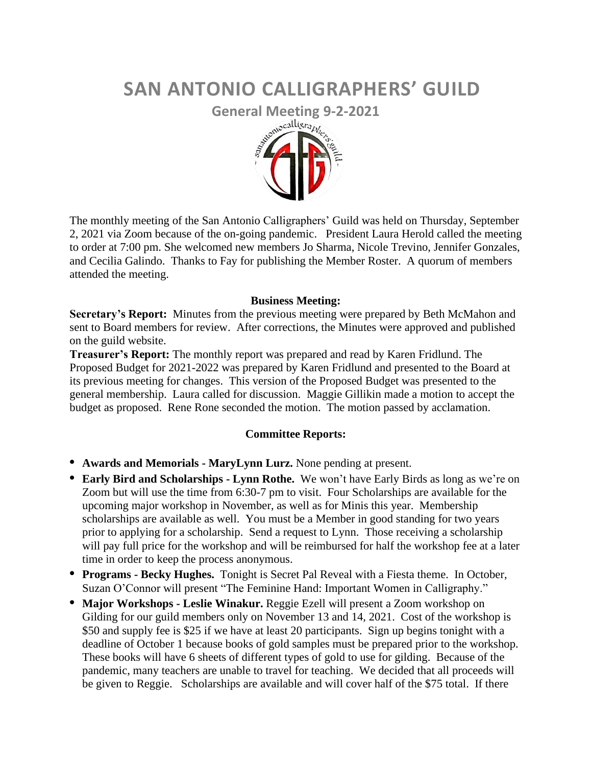# SAN ANTONIO CALLIGRAPHERS' GUILD

## General Meeting 9-2-2021

The monthly meeting of the San Antonio Calligraphers' Guild was held on Thursday, September 2, 2021 via Zoom because of the on-going pandemic. President Laura Herold called the meeting to order at 7:00 pm. She welcomed new members Jo Sharma, Nicole Trevino, Jennifer Gonzales, and Cecilia Galindo. Thanks to Fay for publishing the Member Roster. A quorum of members attended the meeting.

**Business Meeting:**

**Secretary's Report:** Minutes from the previous meeting were prepared by Beth McMahon and sent to Board members for review. After corrections, the Minutes were approved and published on the guild website.

**Treasurer's Report:** The monthly report was prepared and read by Karen Fridlund. The Proposed Budget for 2021-2022 was prepared by Karen Fridlund and presented to the Board at its previous meeting for changes. This version of the Proposed Budget was presented to the general membership. Laura called for discussion. Maggie Gillikin made a motion to accept the budget as proposed. Rene Rone seconded the motion. The motion passed by acclamation.

**Committee Reports:**

- **Awards and Memorials - MaryLynn Lurz.** None pending at present.
- **Early Bird and Scholarships - Lynn Rothe.** We won't have Early Birds as long as we're on Zoom but will use the time from 6:30-7 pm to visit. Four Scholarships are available for the upcoming major workshop in November, as well as for Minis this year. Membership scholarships are available as well. You must be a Member in good standing for two years prior to applying for a scholarship. Send a request to Lynn. Those receiving a scholarship will pay full price for the workshop and will be reimbursed for half the workshop fee at a later time in order to keep the process anonymous.
- **Programs - Becky Hughes.** Tonight is Secret Pal Reveal with a Fiesta theme. In October, Suzan O'Connor will present "The Feminine Hand: Important Women in Calligraphy."
- **Major Workshops - Leslie Winakur.** Reggie Ezell will present a Zoom workshop on Gilding for our guild members only on November 13 and 14, 2021. Cost of the workshop is $50 and supply fee is $25 if we have at least 20 participants. Sign up begins tonight with a deadline of October 1 because books of gold samples must be prepared prior to the workshop. These books will have 6 sheets of different types of gold to use for gilding. Because of the pandemic, many teachers are unable to travel for teaching. We decided that all proceeds will be given to Reggie. Scholarships are available and will cover half of the $75 total. If there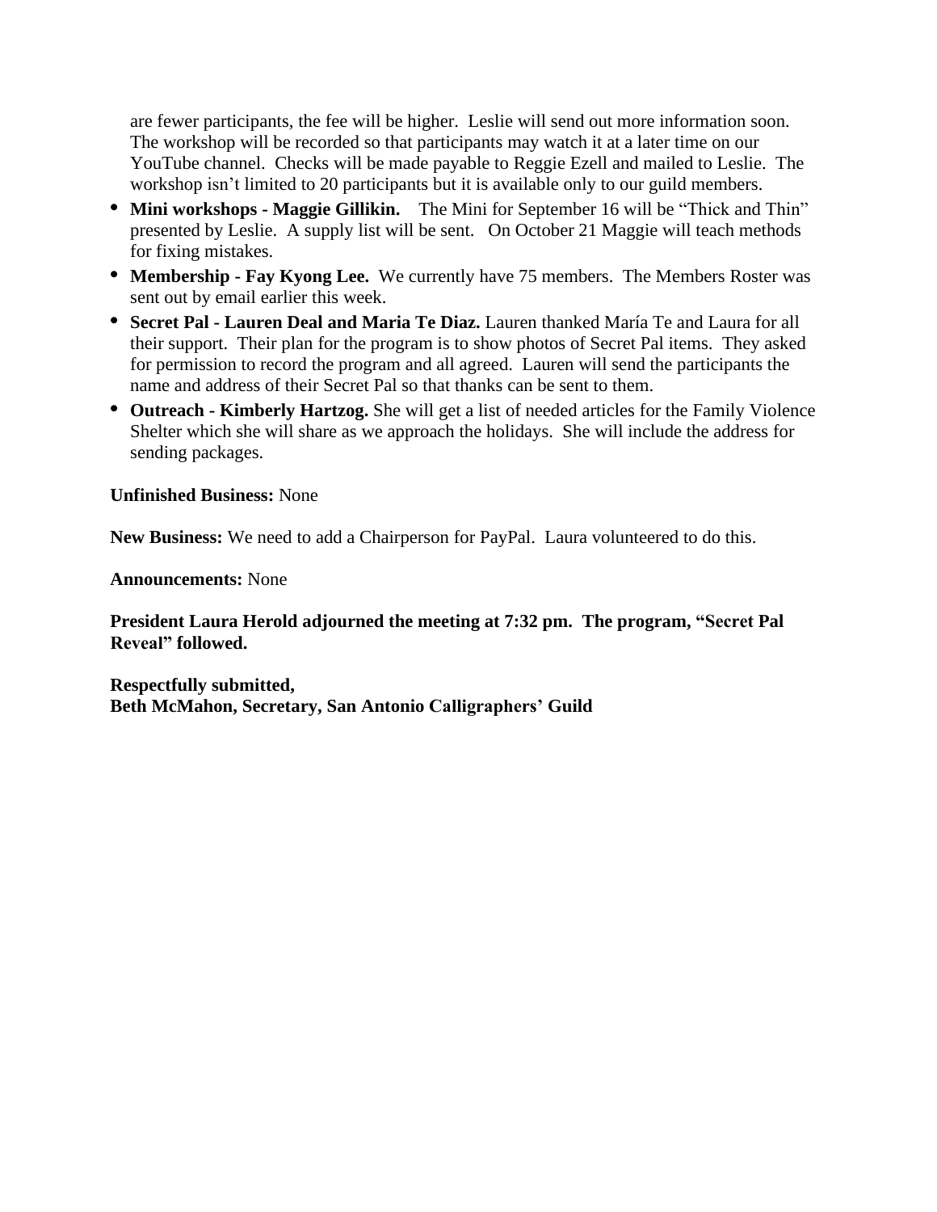are fewer participants, the fee will be higher. Leslie will send out more information soon. The workshop will be recorded so that participants may watch it at a later time on our YouTube channel. Checks will be made payable to Reggie Ezell and mailed to Leslie. The workshop isn't limited to 20 participants but it is available only to our guild members.

- **Mini workshops - Maggie Gillikin.** The Mini for September 16 will be "Thick and Thin" presented by Leslie. A supply list will be sent. On October 21 Maggie will teach methods for fixing mistakes.
- **Membership - Fay Kyong Lee.** We currently have 75 members. The Members Roster was sent out by email earlier this week.
- **Secret Pal - Lauren Deal and Maria Te Diaz.** Lauren thanked María Te and Laura for all their support. Their plan for the program is to show photos of Secret Pal items. They asked for permission to record the program and all agreed. Lauren will send the participants the name and address of their Secret Pal so that thanks can be sent to them.
- **Outreach - Kimberly Hartzog.** She will get a list of needed articles for the Family Violence Shelter which she will share as we approach the holidays. She will include the address for sending packages.

**Unfinished Business:** None

**New Business:** We need to add a Chairperson for PayPal. Laura volunteered to do this.

**Announcements:** None

**President Laura Herold adjourned the meeting at 7:32 pm. The program, "Secret Pal Reveal" followed.**

**Respectfully submitted,**
**Beth McMahon, Secretary, San Antonio Calligraphers' Guild**